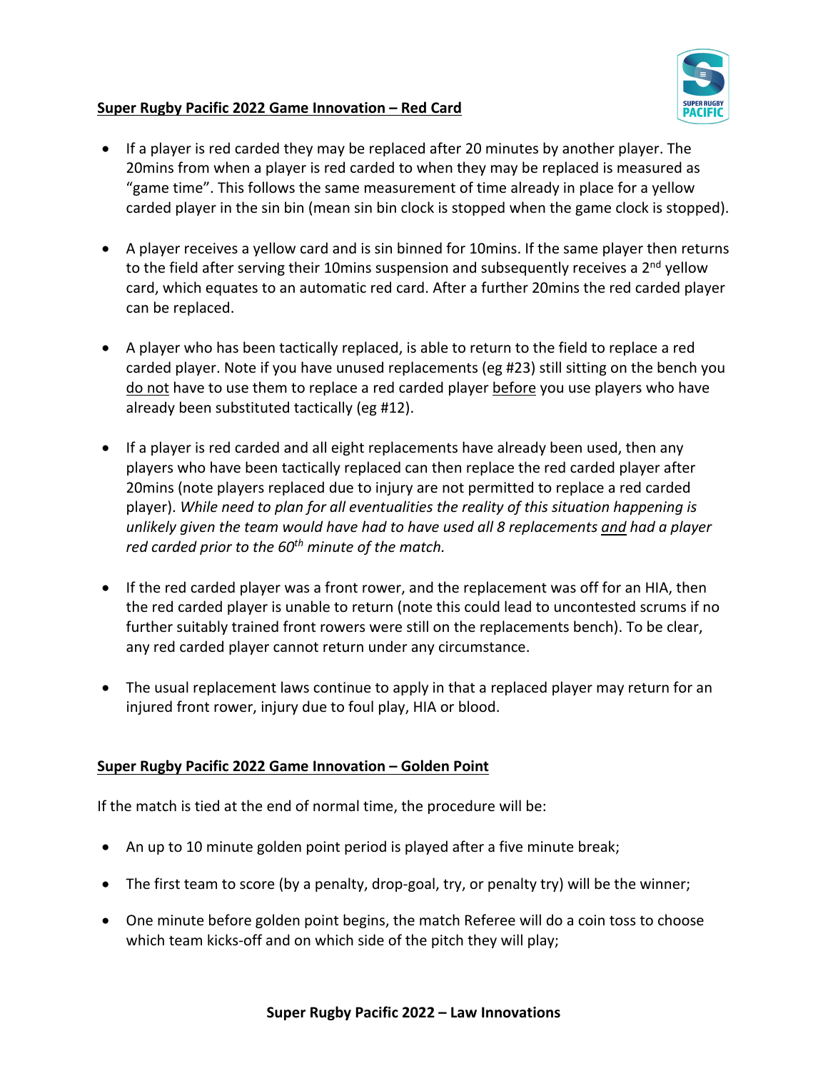**<u>Super Rugby Pacific 2022 Game Innovation – Red Card</u>**

- If a player is red carded they may be replaced after 20 minutes by another player. The 20mins from when a player is red carded to when they may be replaced is measured as "game time". This follows the same measurement of time already in place for a yellow carded player in the sin bin (mean sin bin clock is stopped when the game clock is stopped).

- A player receives a yellow card and is sin binned for 10mins. If the same player then returns to the field after serving their 10mins suspension and subsequently receives a 2nd yellow card, which equates to an automatic red card. After a further 20mins the red carded player can be replaced.

- A player who has been tactically replaced, is able to return to the field to replace a red carded player. Note if you have unused replacements (eg #23) still sitting on the bench you <u>do not</u> have to use them to replace a red carded player <u>before</u> you use players who have already been substituted tactically (eg #12).

- If a player is red carded and all eight replacements have already been used, then any players who have been tactically replaced can then replace the red carded player after 20mins (note players replaced due to injury are not permitted to replace a red carded player). *While need to plan for all eventualities the reality of this situation happening is unlikely given the team would have had to have used all 8 replacements <u>and</u> had a player red carded prior to the 60th minute of the match.*

- If the red carded player was a front rower, and the replacement was off for an HIA, then the red carded player is unable to return (note this could lead to uncontested scrums if no further suitably trained front rowers were still on the replacements bench). To be clear, any red carded player cannot return under any circumstance.

- The usual replacement laws continue to apply in that a replaced player may return for an injured front rower, injury due to foul play, HIA or blood.

**<u>Super Rugby Pacific 2022 Game Innovation – Golden Point</u>**

If the match is tied at the end of normal time, the procedure will be:

- An up to 10 minute golden point period is played after a five minute break;

- The first team to score (by a penalty, drop-goal, try, or penalty try) will be the winner;

- One minute before golden point begins, the match Referee will do a coin toss to choose which team kicks-off and on which side of the pitch they will play;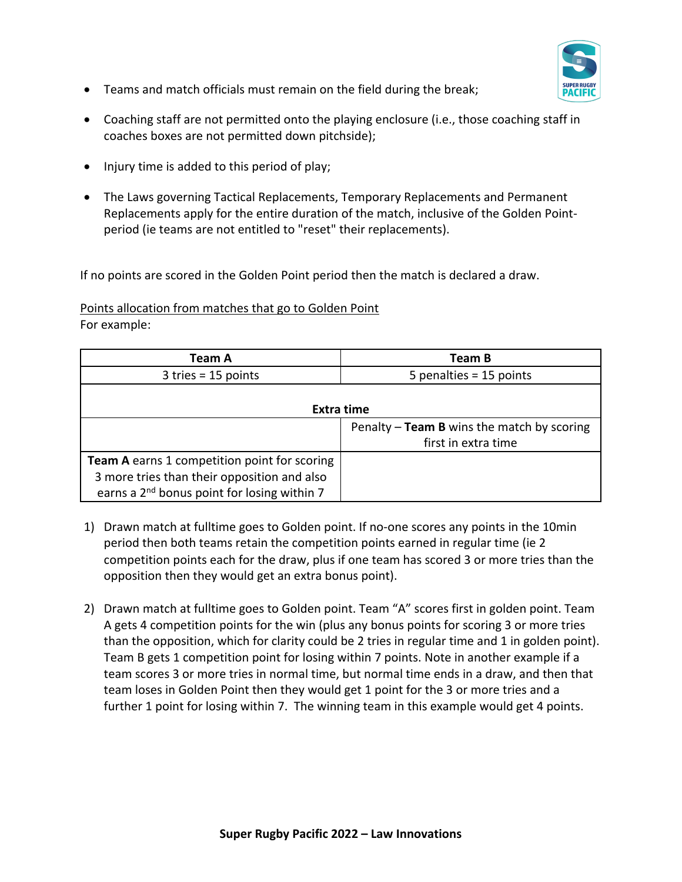- Teams and match officials must remain on the field during the break;
- Coaching staff are not permitted onto the playing enclosure (i.e., those coaching staff in coaches boxes are not permitted down pitchside);
- Injury time is added to this period of play;
- The Laws governing Tactical Replacements, Temporary Replacements and Permanent Replacements apply for the entire duration of the match, inclusive of the Golden Point-period (ie teams are not entitled to "reset" their replacements).

If no points are scored in the Golden Point period then the match is declared a draw.

Points allocation from matches that go to Golden Point

For example:

| Team A | Team B |
|---|---|
| 3 tries = 15 points | 5 penalties = 15 points |
| **Extra time** | |
| | Penalty – **Team B** wins the match by scoring first in extra time |
| **Team A** earns 1 competition point for scoring 3 more tries than their opposition and also earns a 2nd bonus point for losing within 7 | |

1) Drawn match at fulltime goes to Golden point. If no-one scores any points in the 10min period then both teams retain the competition points earned in regular time (ie 2 competition points each for the draw, plus if one team has scored 3 or more tries than the opposition then they would get an extra bonus point).

2) Drawn match at fulltime goes to Golden point. Team "A" scores first in golden point. Team A gets 4 competition points for the win (plus any bonus points for scoring 3 or more tries than the opposition, which for clarity could be 2 tries in regular time and 1 in golden point). Team B gets 1 competition point for losing within 7 points. Note in another example if a team scores 3 or more tries in normal time, but normal time ends in a draw, and then that team loses in Golden Point then they would get 1 point for the 3 or more tries and a further 1 point for losing within 7. The winning team in this example would get 4 points.